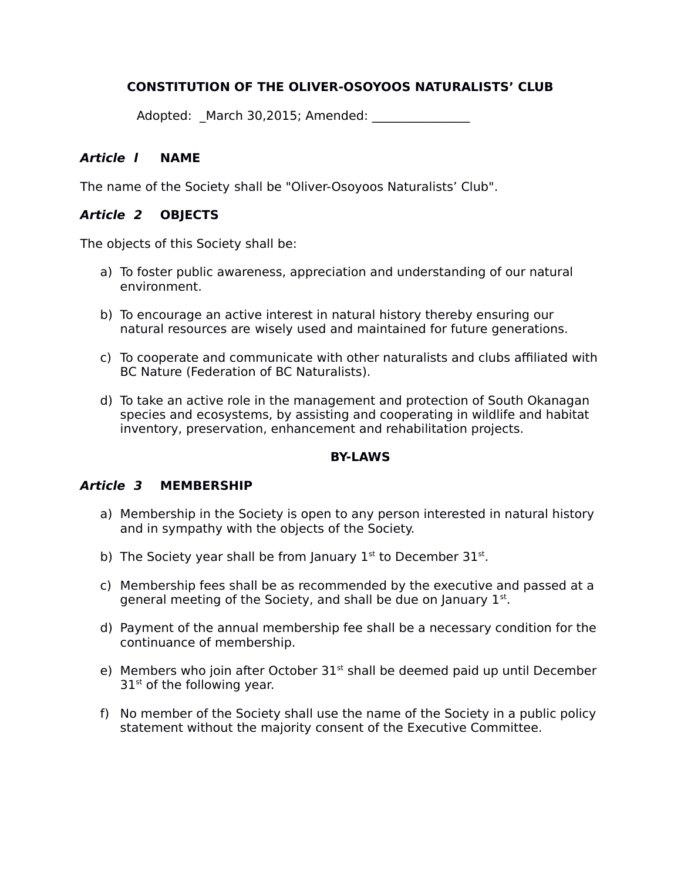# CONSTITUTION OF THE OLIVER-OSOYOOS NATURALISTS' CLUB

Adopted: _March 30,2015; Amended: _______________

### *Article l* NAME

The name of the Society shall be "Oliver-Osoyoos Naturalists' Club".

### *Article 2* OBJECTS

The objects of this Society shall be:

a) To foster public awareness, appreciation and understanding of our natural environment.

b) To encourage an active interest in natural history thereby ensuring our natural resources are wisely used and maintained for future generations.

c) To cooperate and communicate with other naturalists and clubs affiliated with BC Nature (Federation of BC Naturalists).

d) To take an active role in the management and protection of South Okanagan species and ecosystems, by assisting and cooperating in wildlife and habitat inventory, preservation, enhancement and rehabilitation projects.

## BY-LAWS

### *Article 3* MEMBERSHIP

a) Membership in the Society is open to any person interested in natural history and in sympathy with the objects of the Society.

b) The Society year shall be from January 1st to December 31st.

c) Membership fees shall be as recommended by the executive and passed at a general meeting of the Society, and shall be due on January 1st.

d) Payment of the annual membership fee shall be a necessary condition for the continuance of membership.

e) Members who join after October 31st shall be deemed paid up until December 31st of the following year.

f) No member of the Society shall use the name of the Society in a public policy statement without the majority consent of the Executive Committee.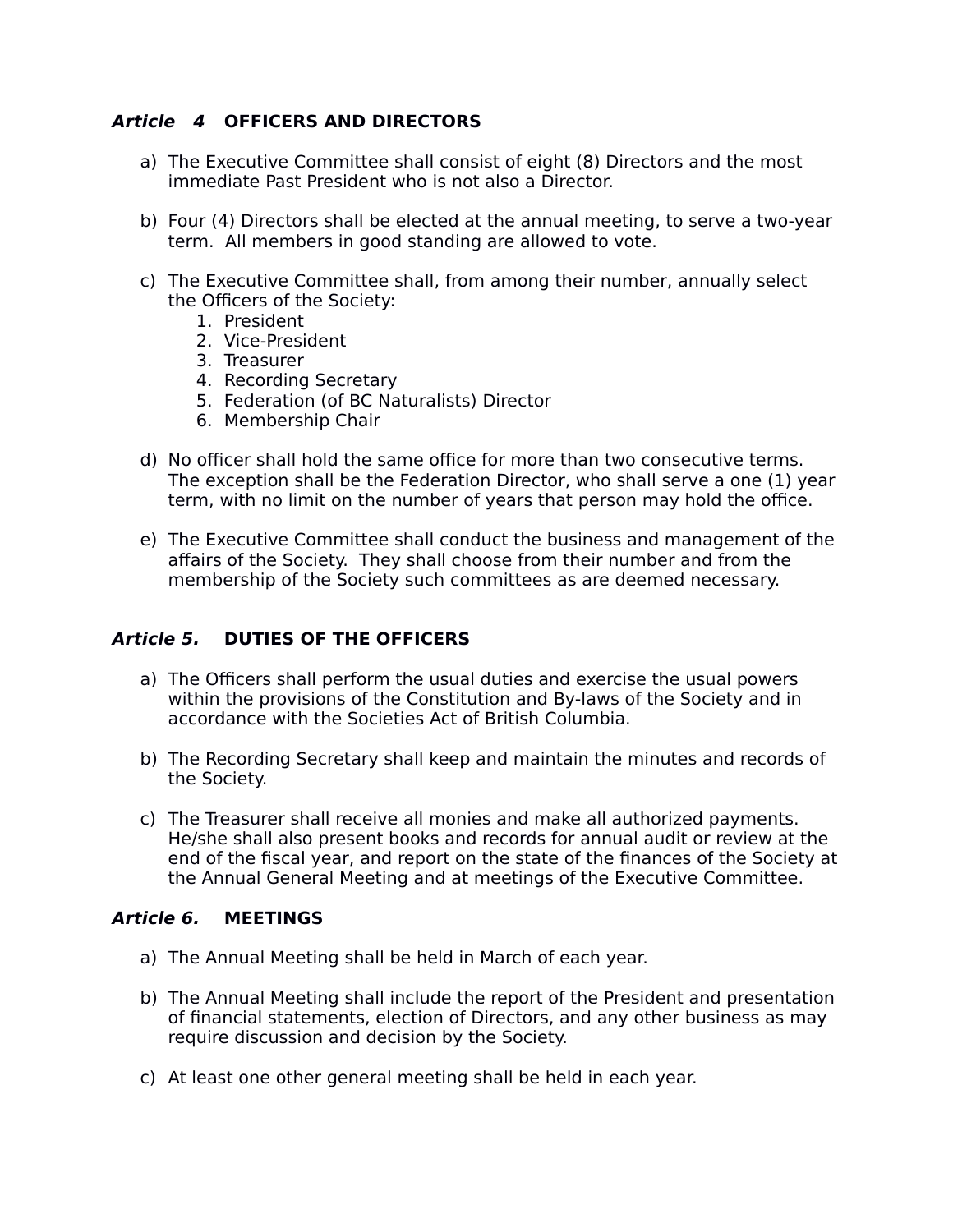### ***Article 4*** **OFFICERS AND DIRECTORS**

a) The Executive Committee shall consist of eight (8) Directors and the most immediate Past President who is not also a Director.

b) Four (4) Directors shall be elected at the annual meeting, to serve a two-year term. All members in good standing are allowed to vote.

c) The Executive Committee shall, from among their number, annually select the Officers of the Society:
   1. President
   2. Vice-President
   3. Treasurer
   4. Recording Secretary
   5. Federation (of BC Naturalists) Director
   6. Membership Chair

d) No officer shall hold the same office for more than two consecutive terms. The exception shall be the Federation Director, who shall serve a one (1) year term, with no limit on the number of years that person may hold the office.

e) The Executive Committee shall conduct the business and management of the affairs of the Society. They shall choose from their number and from the membership of the Society such committees as are deemed necessary.

### ***Article 5.*** **DUTIES OF THE OFFICERS**

a) The Officers shall perform the usual duties and exercise the usual powers within the provisions of the Constitution and By-laws of the Society and in accordance with the Societies Act of British Columbia.

b) The Recording Secretary shall keep and maintain the minutes and records of the Society.

c) The Treasurer shall receive all monies and make all authorized payments. He/she shall also present books and records for annual audit or review at the end of the fiscal year, and report on the state of the finances of the Society at the Annual General Meeting and at meetings of the Executive Committee.

### ***Article 6.*** **MEETINGS**

a) The Annual Meeting shall be held in March of each year.

b) The Annual Meeting shall include the report of the President and presentation of financial statements, election of Directors, and any other business as may require discussion and decision by the Society.

c) At least one other general meeting shall be held in each year.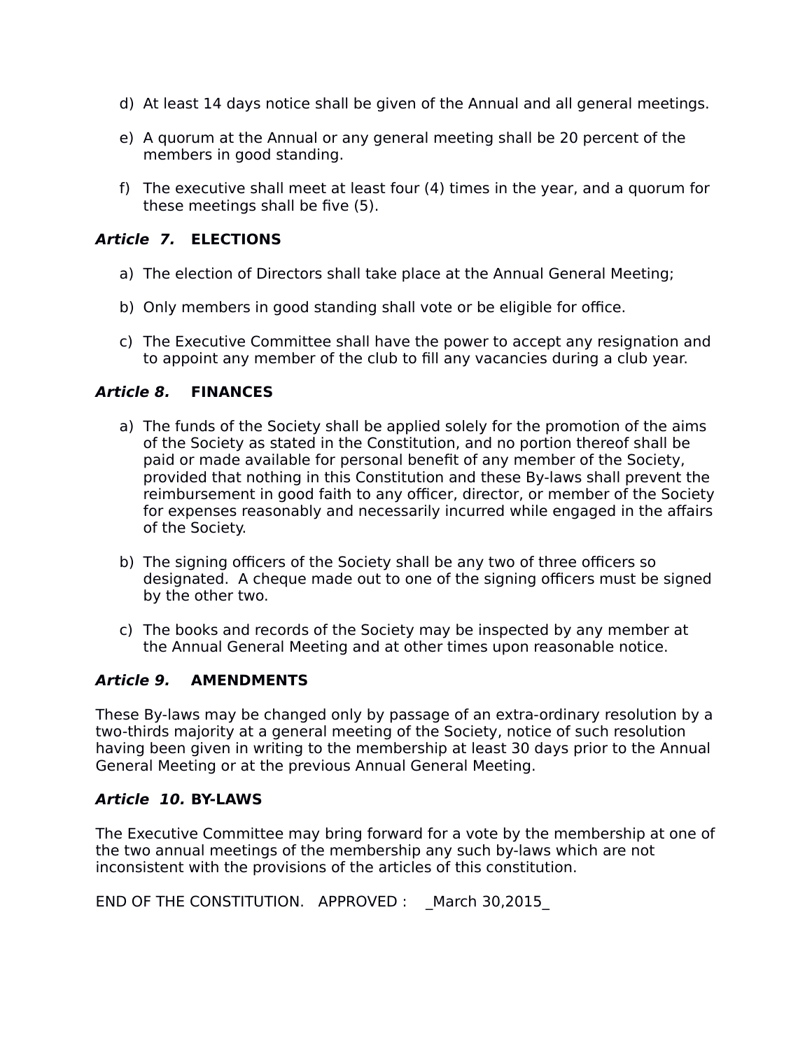d) At least 14 days notice shall be given of the Annual and all general meetings.

e) A quorum at the Annual or any general meeting shall be 20 percent of the members in good standing.

f) The executive shall meet at least four (4) times in the year, and a quorum for these meetings shall be five (5).

### ***Article 7.*** **ELECTIONS**

a) The election of Directors shall take place at the Annual General Meeting;

b) Only members in good standing shall vote or be eligible for office.

c) The Executive Committee shall have the power to accept any resignation and to appoint any member of the club to fill any vacancies during a club year.

### ***Article 8.*** **FINANCES**

a) The funds of the Society shall be applied solely for the promotion of the aims of the Society as stated in the Constitution, and no portion thereof shall be paid or made available for personal benefit of any member of the Society, provided that nothing in this Constitution and these By-laws shall prevent the reimbursement in good faith to any officer, director, or member of the Society for expenses reasonably and necessarily incurred while engaged in the affairs of the Society.

b) The signing officers of the Society shall be any two of three officers so designated. A cheque made out to one of the signing officers must be signed by the other two.

c) The books and records of the Society may be inspected by any member at the Annual General Meeting and at other times upon reasonable notice.

### ***Article 9.*** **AMENDMENTS**

These By-laws may be changed only by passage of an extra-ordinary resolution by a two-thirds majority at a general meeting of the Society, notice of such resolution having been given in writing to the membership at least 30 days prior to the Annual General Meeting or at the previous Annual General Meeting.

### ***Article 10.*** **BY-LAWS**

The Executive Committee may bring forward for a vote by the membership at one of the two annual meetings of the membership any such by-laws which are not inconsistent with the provisions of the articles of this constitution.

END OF THE CONSTITUTION. APPROVED : _March 30,2015_